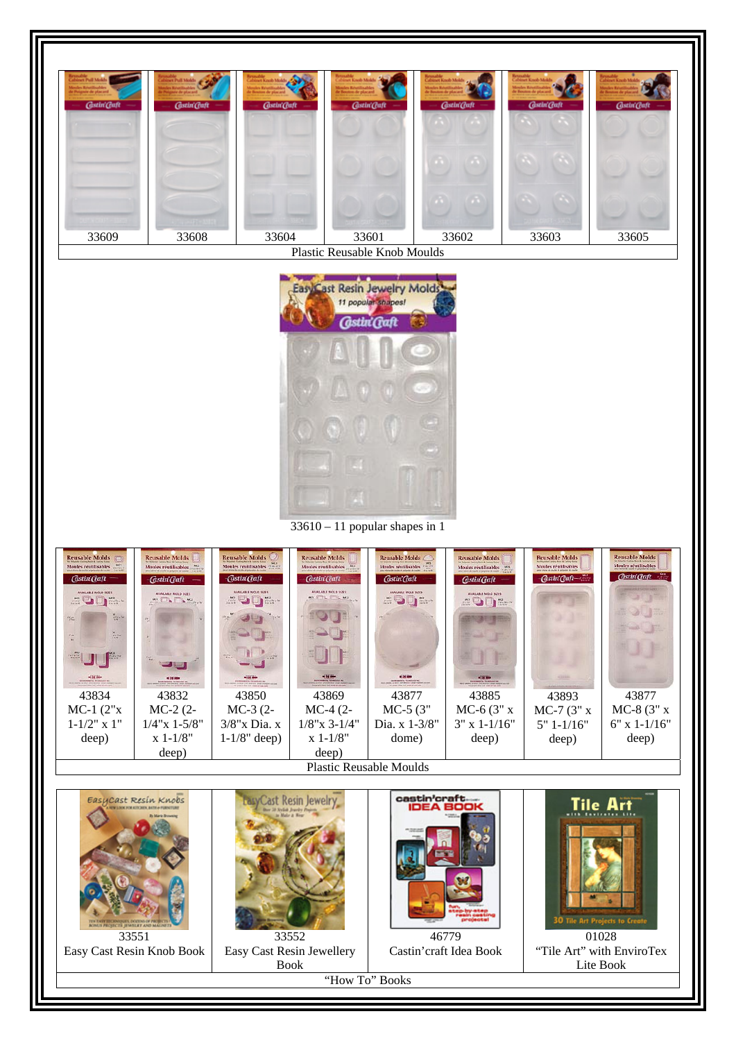| 33609 | 33608 | 33604 | 33601 | 33602 | 33603 | 33605 |
|---|---|---|---|---|---|---|
| Plastic Reusable Knob Moulds | | | | | | |

33610 – 11 popular shapes in 1

| 43834 | 43832 | 43850 | 43869 | 43877 | 43885 | 43893 | 43877 |
|---|---|---|---|---|---|---|---|
| MC-1 (2"x 1-1/2" x 1" deep) | MC-2 (2-1/4"x 1-5/8" x 1-1/8" deep) | MC-3 (2-3/8"x Dia. x 1-1/8" deep) | MC-4 (2-1/8"x 3-1/4" x 1-1/8" deep) | MC-5 (3" Dia. x 1-3/8" dome) | MC-6 (3" x 3" x 1-1/16" deep) | MC-7 (3" x 5" 1-1/16" deep) | MC-8 (3" x 6" x 1-1/16" deep) |
| Plastic Reusable Moulds | | | | | | | |

| 33551 | 33552 | 46779 | 01028 |
|---|---|---|---|
| Easy Cast Resin Knob Book | Easy Cast Resin Jewellery Book | Castin'craft Idea Book | "Tile Art" with EnviroTex Lite Book |
| "How To" Books | | | |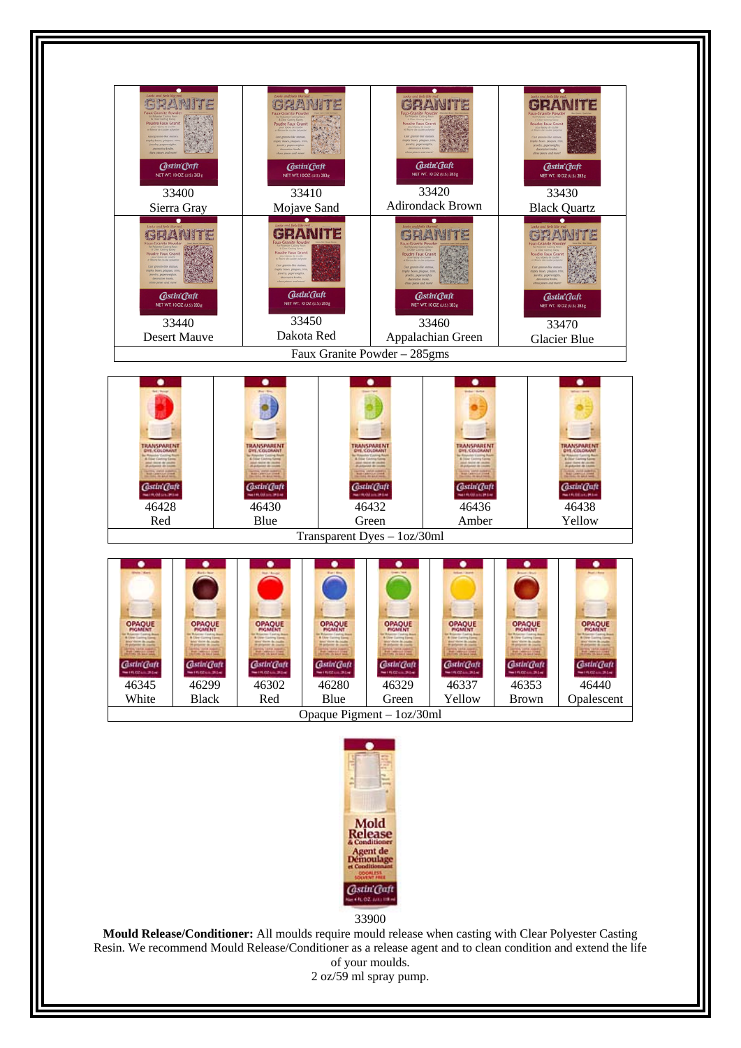| | | | |
|---|---|---|---|
| 33400<br>Sierra Gray | 33410<br>Mojave Sand | 33420<br>Adirondack Brown | 33430<br>Black Quartz |
| 33440<br>Desert Mauve | 33450<br>Dakota Red | 33460<br>Appalachian Green | 33470<br>Glacier Blue |

Faux Granite Powder – 285gms

| | | | | |
|---|---|---|---|---|
| 46428<br>Red | 46430<br>Blue | 46432<br>Green | 46436<br>Amber | 46438<br>Yellow |

Transparent Dyes – 1oz/30ml

| | | | | | | | |
|---|---|---|---|---|---|---|---|
| 46345<br>White | 46299<br>Black | 46302<br>Red | 46280<br>Blue | 46329<br>Green | 46337<br>Yellow | 46353<br>Brown | 46440<br>Opalescent |

Opaque Pigment – 1oz/30ml

33900

**Mould Release/Conditioner:** All moulds require mould release when casting with Clear Polyester Casting Resin. We recommend Mould Release/Conditioner as a release agent and to clean condition and extend the life of your moulds.
2 oz/59 ml spray pump.